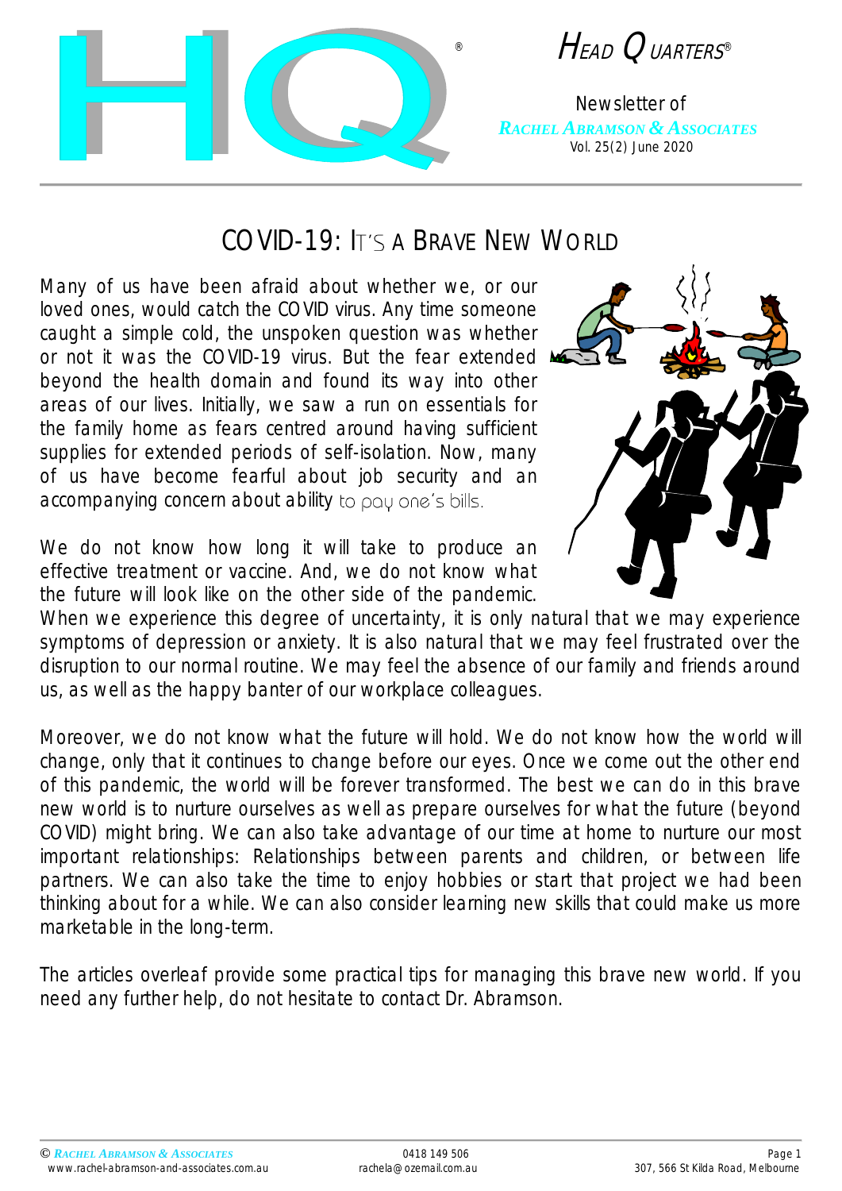# HQ

*Head Quarters*®

Newsletter of ***Rachel Abramson & Associates***
Vol. 25(2) June 2020

## COVID-19: It's a Brave New World

Many of us have been afraid about whether we, or our loved ones, would catch the COVID virus. Any time someone caught a simple cold, the unspoken question was whether or not it was the COVID-19 virus. But the fear extended beyond the health domain and found its way into other areas of our lives. Initially, we saw a run on essentials for the family home as fears centred around having sufficient supplies for extended periods of self-isolation. Now, many of us have become fearful about job security and an accompanying concern about ability to pay one's bills.

We do not know how long it will take to produce an effective treatment or vaccine. And, we do not know what the future will look like on the other side of the pandemic. When we experience this degree of uncertainty, it is only natural that we may experience symptoms of depression or anxiety. It is also natural that we may feel frustrated over the disruption to our normal routine. We may feel the absence of our family and friends around us, as well as the happy banter of our workplace colleagues.

Moreover, we do not know what the future will hold. We do not know how the world will change, only that it continues to change before our eyes. Once we come out the other end of this pandemic, the world will be forever transformed. The best we can do in this brave new world is to nurture ourselves as well as prepare ourselves for what the future (beyond COVID) might bring. We can also take advantage of our time at home to nurture our most important relationships: Relationships between parents and children, or between life partners. We can also take the time to enjoy hobbies or start that project we had been thinking about for a while. We can also consider learning new skills that could make us more marketable in the long-term.

The articles overleaf provide some practical tips for managing this brave new world. If you need any further help, do not hesitate to contact Dr. Abramson.

© ***Rachel Abramson & Associates*** — www.rachel-abramson-and-associates.com.au — 0418 149 506 — rachela@ozemail.com.au — 307, 566 St Kilda Road, Melbourne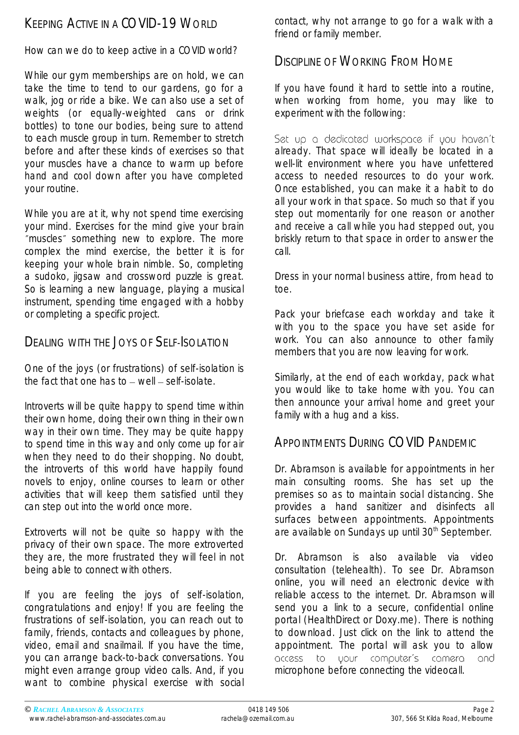## Keeping Active in a COVID-19 World

How can we do to keep active in a COVID world?

While our gym memberships are on hold, we can take the time to tend to our gardens, go for a walk, jog or ride a bike. We can also use a set of weights (or equally-weighted cans or drink bottles) to tone our bodies, being sure to attend to each muscle group in turn. Remember to stretch before and after these kinds of exercises so that your muscles have a chance to warm up before hand and cool down after you have completed your routine.

While you are at it, why not spend time exercising your mind. Exercises for the mind give your brain "muscles" something new to explore. The more complex the mind exercise, the better it is for keeping your whole brain nimble. So, completing a sudoko, jigsaw and crossword puzzle is great. So is learning a new language, playing a musical instrument, spending time engaged with a hobby or completing a specific project.

## Dealing with the Joys of Self-Isolation

One of the joys (or frustrations) of self-isolation is the fact that one has to – well – self-isolate.

Introverts will be quite happy to spend time within their own home, doing their own thing in their own way in their own time. They may be quite happy to spend time in this way and only come up for air when they need to do their shopping. No doubt, the introverts of this world have happily found novels to enjoy, online courses to learn or other activities that will keep them satisfied until they can step out into the world once more.

Extroverts will not be quite so happy with the privacy of their own space. The more extroverted they are, the more frustrated they will feel in not being able to connect with others.

If you are feeling the joys of self-isolation, congratulations and enjoy! If you are feeling the frustrations of self-isolation, you can reach out to family, friends, contacts and colleagues by phone, video, email and snailmail. If you have the time, you can arrange back-to-back conversations. You might even arrange group video calls. And, if you want to combine physical exercise with social contact, why not arrange to go for a walk with a friend or family member.

## Discipline of Working From Home

If you have found it hard to settle into a routine, when working from home, you may like to experiment with the following:

Set up a dedicated workspace if you haven't already. That space will ideally be located in a well-lit environment where you have unfettered access to needed resources to do your work. Once established, you can make it a habit to do all your work in that space. So much so that if you step out momentarily for one reason or another and receive a call while you had stepped out, you briskly return to that space in order to answer the call.

Dress in your normal business attire, from head to toe.

Pack your briefcase each workday and take it with you to the space you have set aside for work. You can also announce to other family members that you are now leaving for work.

Similarly, at the end of each workday, pack what you would like to take home with you. You can then announce your arrival home and greet your family with a hug and a kiss.

## Appointments During COVID Pandemic

Dr. Abramson is available for appointments in her main consulting rooms. She has set up the premises so as to maintain social distancing. She provides a hand sanitizer and disinfects all surfaces between appointments. Appointments are available on Sundays up until 30th September.

Dr. Abramson is also available via video consultation (telehealth). To see Dr. Abramson online, you will need an electronic device with reliable access to the internet. Dr. Abramson will send you a link to a secure, confidential online portal (HealthDirect or Doxy.me). There is nothing to download. Just click on the link to attend the appointment. The portal will ask you to allow access to your computer's camera and microphone before connecting the videocall.